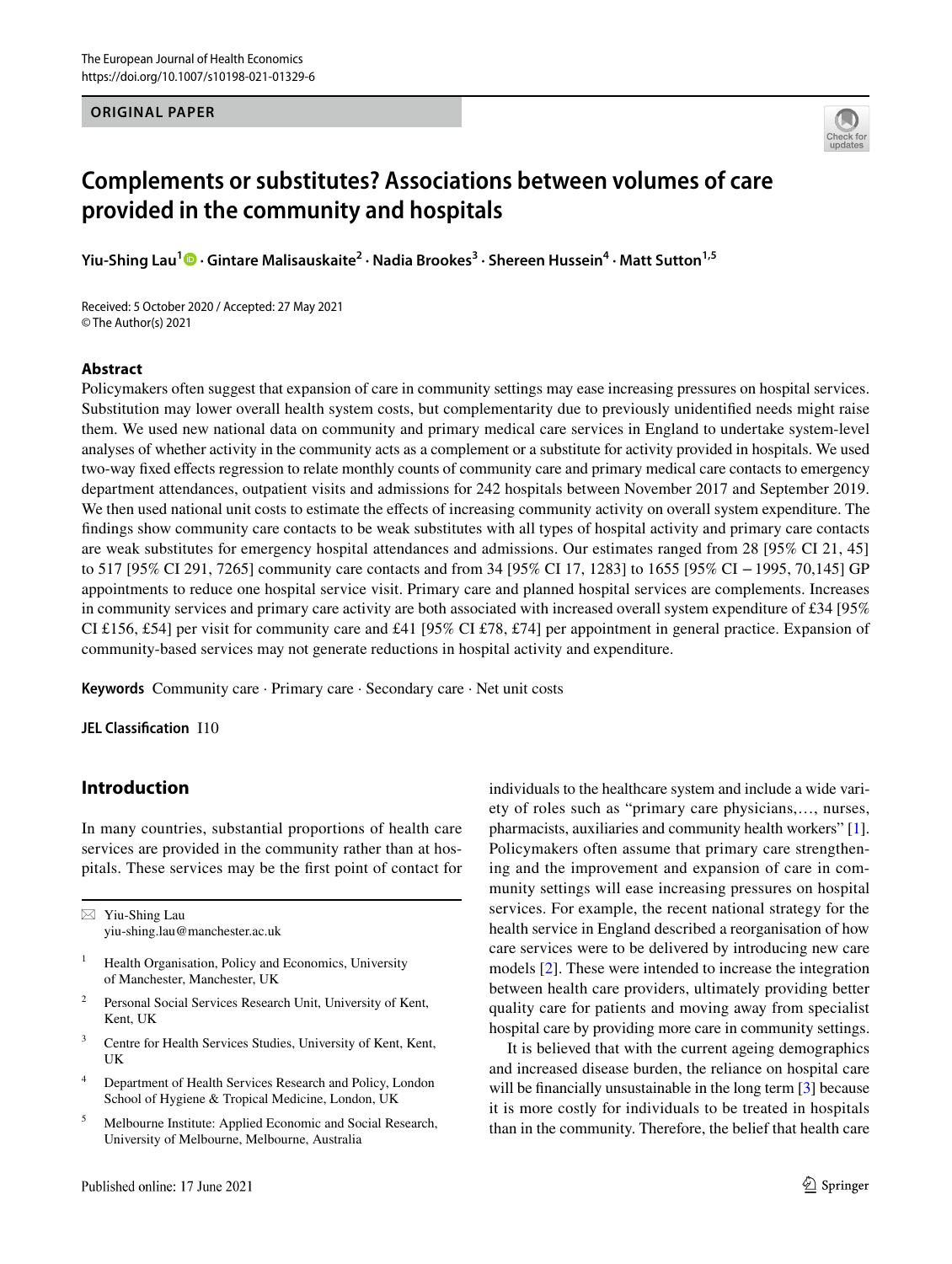ORIGINAL PAPER

# Complements or substitutes? Associations between volumes of care provided in the community and hospitals

**Yiu-Shing Lau[1] · Gintare Malisauskaite[2] · Nadia Brookes[3] · Shereen Hussein[4] · Matt Sutton[1,5]**

Received: 5 October 2020 / Accepted: 27 May 2021
© The Author(s) 2021

## Abstract

Policymakers often suggest that expansion of care in community settings may ease increasing pressures on hospital services. Substitution may lower overall health system costs, but complementarity due to previously unidentified needs might raise them. We used new national data on community and primary medical care services in England to undertake system-level analyses of whether activity in the community acts as a complement or a substitute for activity provided in hospitals. We used two-way fixed effects regression to relate monthly counts of community care and primary medical care contacts to emergency department attendances, outpatient visits and admissions for 242 hospitals between November 2017 and September 2019. We then used national unit costs to estimate the effects of increasing community activity on overall system expenditure. The findings show community care contacts to be weak substitutes with all types of hospital activity and primary care contacts are weak substitutes for emergency hospital attendances and admissions. Our estimates ranged from 28 [95% CI 21, 45] to 517 [95% CI 291, 7265] community care contacts and from 34 [95% CI 17, 1283] to 1655 [95% CI −1995, 70,145] GP appointments to reduce one hospital service visit. Primary care and planned hospital services are complements. Increases in community services and primary care activity are both associated with increased overall system expenditure of £34 [95% CI £156, £54] per visit for community care and £41 [95% CI £78, £74] per appointment in general practice. Expansion of community-based services may not generate reductions in hospital activity and expenditure.

**Keywords** Community care · Primary care · Secondary care · Net unit costs

**JEL Classification** I10

## Introduction

In many countries, substantial proportions of health care services are provided in the community rather than at hospitals. These services may be the first point of contact for individuals to the healthcare system and include a wide variety of roles such as "primary care physicians,…, nurses, pharmacists, auxiliaries and community health workers" [1]. Policymakers often assume that primary care strengthening and the improvement and expansion of care in community settings will ease increasing pressures on hospital services. For example, the recent national strategy for the health service in England described a reorganisation of how care services were to be delivered by introducing new care models [2]. These were intended to increase the integration between health care providers, ultimately providing better quality care for patients and moving away from specialist hospital care by providing more care in community settings.

It is believed that with the current ageing demographics and increased disease burden, the reliance on hospital care will be financially unsustainable in the long term [3] because it is more costly for individuals to be treated in hospitals than in the community. Therefore, the belief that health care

---

✉ Yiu-Shing Lau
yiu-shing.lau@manchester.ac.uk

1 Health Organisation, Policy and Economics, University of Manchester, Manchester, UK

2 Personal Social Services Research Unit, University of Kent, Kent, UK

3 Centre for Health Services Studies, University of Kent, Kent, UK

4 Department of Health Services Research and Policy, London School of Hygiene & Tropical Medicine, London, UK

5 Melbourne Institute: Applied Economic and Social Research, University of Melbourne, Melbourne, Australia

Published online: 17 June 2021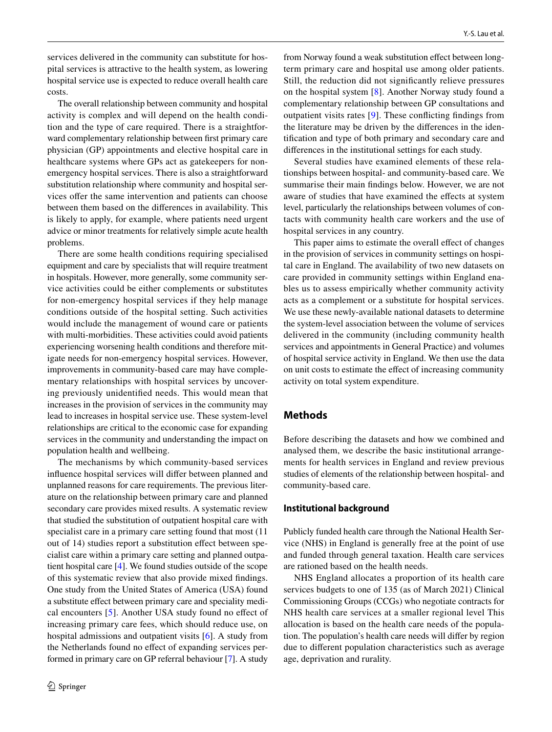services delivered in the community can substitute for hospital services is attractive to the health system, as lowering hospital service use is expected to reduce overall health care costs.

The overall relationship between community and hospital activity is complex and will depend on the health condition and the type of care required. There is a straightforward complementary relationship between first primary care physician (GP) appointments and elective hospital care in healthcare systems where GPs act as gatekeepers for non-emergency hospital services. There is also a straightforward substitution relationship where community and hospital services offer the same intervention and patients can choose between them based on the differences in availability. This is likely to apply, for example, where patients need urgent advice or minor treatments for relatively simple acute health problems.

There are some health conditions requiring specialised equipment and care by specialists that will require treatment in hospitals. However, more generally, some community service activities could be either complements or substitutes for non-emergency hospital services if they help manage conditions outside of the hospital setting. Such activities would include the management of wound care or patients with multi-morbidities. These activities could avoid patients experiencing worsening health conditions and therefore mitigate needs for non-emergency hospital services. However, improvements in community-based care may have complementary relationships with hospital services by uncovering previously unidentified needs. This would mean that increases in the provision of services in the community may lead to increases in hospital service use. These system-level relationships are critical to the economic case for expanding services in the community and understanding the impact on population health and wellbeing.

The mechanisms by which community-based services influence hospital services will differ between planned and unplanned reasons for care requirements. The previous literature on the relationship between primary care and planned secondary care provides mixed results. A systematic review that studied the substitution of outpatient hospital care with specialist care in a primary care setting found that most (11 out of 14) studies report a substitution effect between specialist care within a primary care setting and planned outpatient hospital care [4]. We found studies outside of the scope of this systematic review that also provide mixed findings. One study from the United States of America (USA) found a substitute effect between primary care and speciality medical encounters [5]. Another USA study found no effect of increasing primary care fees, which should reduce use, on hospital admissions and outpatient visits [6]. A study from the Netherlands found no effect of expanding services performed in primary care on GP referral behaviour [7]. A study from Norway found a weak substitution effect between long-term primary care and hospital use among older patients. Still, the reduction did not significantly relieve pressures on the hospital system [8]. Another Norway study found a complementary relationship between GP consultations and outpatient visits rates [9]. These conflicting findings from the literature may be driven by the differences in the identification and type of both primary and secondary care and differences in the institutional settings for each study.

Several studies have examined elements of these relationships between hospital- and community-based care. We summarise their main findings below. However, we are not aware of studies that have examined the effects at system level, particularly the relationships between volumes of contacts with community health care workers and the use of hospital services in any country.

This paper aims to estimate the overall effect of changes in the provision of services in community settings on hospital care in England. The availability of two new datasets on care provided in community settings within England enables us to assess empirically whether community activity acts as a complement or a substitute for hospital services. We use these newly-available national datasets to determine the system-level association between the volume of services delivered in the community (including community health services and appointments in General Practice) and volumes of hospital service activity in England. We then use the data on unit costs to estimate the effect of increasing community activity on total system expenditure.

## Methods

Before describing the datasets and how we combined and analysed them, we describe the basic institutional arrangements for health services in England and review previous studies of elements of the relationship between hospital- and community-based care.

### Institutional background

Publicly funded health care through the National Health Service (NHS) in England is generally free at the point of use and funded through general taxation. Health care services are rationed based on the health needs.

NHS England allocates a proportion of its health care services budgets to one of 135 (as of March 2021) Clinical Commissioning Groups (CCGs) who negotiate contracts for NHS health care services at a smaller regional level This allocation is based on the health care needs of the population. The population's health care needs will differ by region due to different population characteristics such as average age, deprivation and rurality.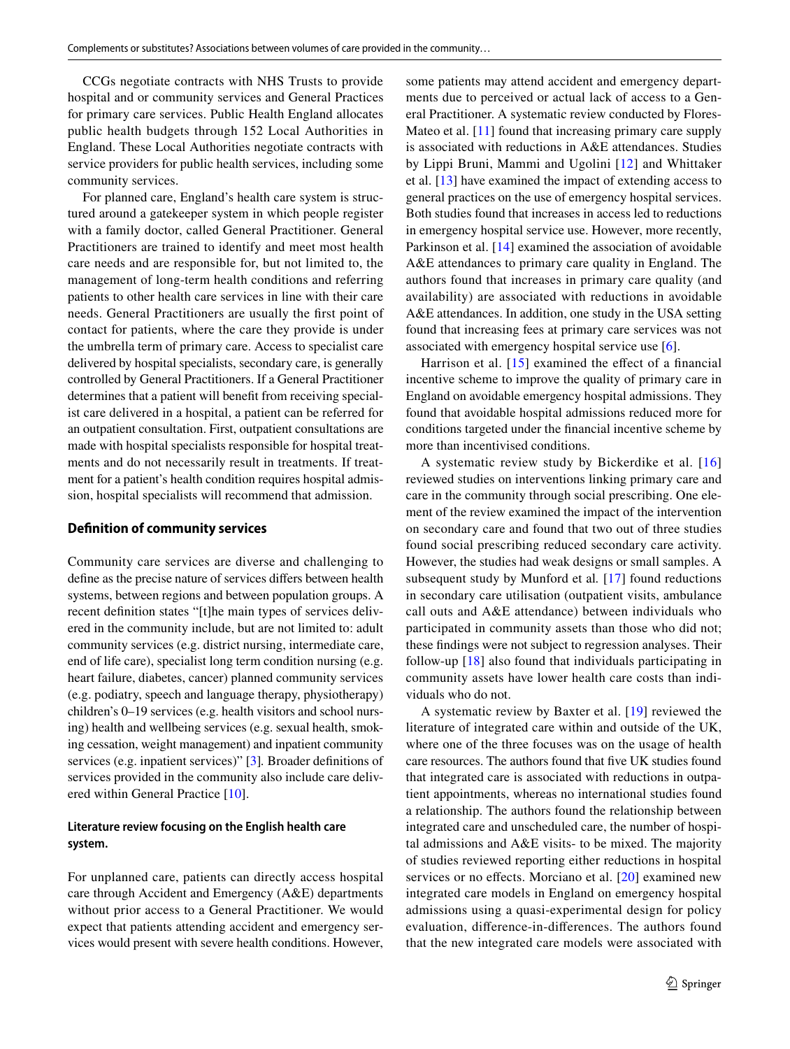CCGs negotiate contracts with NHS Trusts to provide hospital and or community services and General Practices for primary care services. Public Health England allocates public health budgets through 152 Local Authorities in England. These Local Authorities negotiate contracts with service providers for public health services, including some community services.

For planned care, England's health care system is structured around a gatekeeper system in which people register with a family doctor, called General Practitioner. General Practitioners are trained to identify and meet most health care needs and are responsible for, but not limited to, the management of long-term health conditions and referring patients to other health care services in line with their care needs. General Practitioners are usually the first point of contact for patients, where the care they provide is under the umbrella term of primary care. Access to specialist care delivered by hospital specialists, secondary care, is generally controlled by General Practitioners. If a General Practitioner determines that a patient will benefit from receiving specialist care delivered in a hospital, a patient can be referred for an outpatient consultation. First, outpatient consultations are made with hospital specialists responsible for hospital treatments and do not necessarily result in treatments. If treatment for a patient's health condition requires hospital admission, hospital specialists will recommend that admission.

### Definition of community services

Community care services are diverse and challenging to define as the precise nature of services differs between health systems, between regions and between population groups. A recent definition states "[t]he main types of services delivered in the community include, but are not limited to: adult community services (e.g. district nursing, intermediate care, end of life care), specialist long term condition nursing (e.g. heart failure, diabetes, cancer) planned community services (e.g. podiatry, speech and language therapy, physiotherapy) children's 0–19 services (e.g. health visitors and school nursing) health and wellbeing services (e.g. sexual health, smoking cessation, weight management) and inpatient community services (e.g. inpatient services)" [3]. Broader definitions of services provided in the community also include care delivered within General Practice [10].

#### Literature review focusing on the English health care system.

For unplanned care, patients can directly access hospital care through Accident and Emergency (A&E) departments without prior access to a General Practitioner. We would expect that patients attending accident and emergency services would present with severe health conditions. However, some patients may attend accident and emergency departments due to perceived or actual lack of access to a General Practitioner. A systematic review conducted by Flores-Mateo et al. [11] found that increasing primary care supply is associated with reductions in A&E attendances. Studies by Lippi Bruni, Mammi and Ugolini [12] and Whittaker et al. [13] have examined the impact of extending access to general practices on the use of emergency hospital services. Both studies found that increases in access led to reductions in emergency hospital service use. However, more recently, Parkinson et al. [14] examined the association of avoidable A&E attendances to primary care quality in England. The authors found that increases in primary care quality (and availability) are associated with reductions in avoidable A&E attendances. In addition, one study in the USA setting found that increasing fees at primary care services was not associated with emergency hospital service use [6].

Harrison et al. [15] examined the effect of a financial incentive scheme to improve the quality of primary care in England on avoidable emergency hospital admissions. They found that avoidable hospital admissions reduced more for conditions targeted under the financial incentive scheme by more than incentivised conditions.

A systematic review study by Bickerdike et al. [16] reviewed studies on interventions linking primary care and care in the community through social prescribing. One element of the review examined the impact of the intervention on secondary care and found that two out of three studies found social prescribing reduced secondary care activity. However, the studies had weak designs or small samples. A subsequent study by Munford et al. [17] found reductions in secondary care utilisation (outpatient visits, ambulance call outs and A&E attendance) between individuals who participated in community assets than those who did not; these findings were not subject to regression analyses. Their follow-up [18] also found that individuals participating in community assets have lower health care costs than individuals who do not.

A systematic review by Baxter et al. [19] reviewed the literature of integrated care within and outside of the UK, where one of the three focuses was on the usage of health care resources. The authors found that five UK studies found that integrated care is associated with reductions in outpatient appointments, whereas no international studies found a relationship. The authors found the relationship between integrated care and unscheduled care, the number of hospital admissions and A&E visits- to be mixed. The majority of studies reviewed reporting either reductions in hospital services or no effects. Morciano et al. [20] examined new integrated care models in England on emergency hospital admissions using a quasi-experimental design for policy evaluation, difference-in-differences. The authors found that the new integrated care models were associated with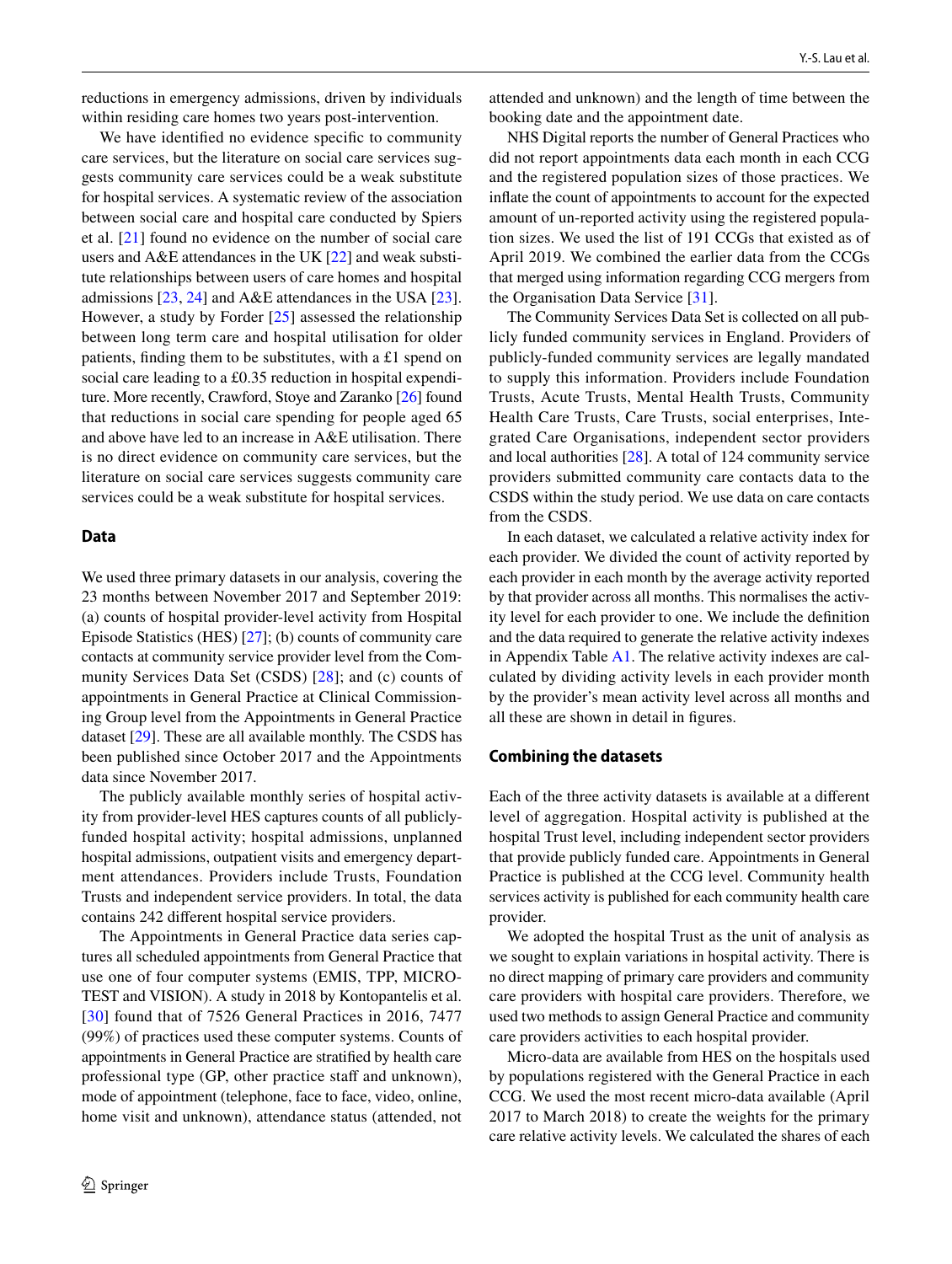reductions in emergency admissions, driven by individuals within residing care homes two years post-intervention.

We have identified no evidence specific to community care services, but the literature on social care services suggests community care services could be a weak substitute for hospital services. A systematic review of the association between social care and hospital care conducted by Spiers et al. [21] found no evidence on the number of social care users and A&E attendances in the UK [22] and weak substitute relationships between users of care homes and hospital admissions [23, 24] and A&E attendances in the USA [23]. However, a study by Forder [25] assessed the relationship between long term care and hospital utilisation for older patients, finding them to be substitutes, with a £1 spend on social care leading to a £0.35 reduction in hospital expenditure. More recently, Crawford, Stoye and Zaranko [26] found that reductions in social care spending for people aged 65 and above have led to an increase in A&E utilisation. There is no direct evidence on community care services, but the literature on social care services suggests community care services could be a weak substitute for hospital services.

## Data

We used three primary datasets in our analysis, covering the 23 months between November 2017 and September 2019: (a) counts of hospital provider-level activity from Hospital Episode Statistics (HES) [27]; (b) counts of community care contacts at community service provider level from the Community Services Data Set (CSDS) [28]; and (c) counts of appointments in General Practice at Clinical Commissioning Group level from the Appointments in General Practice dataset [29]. These are all available monthly. The CSDS has been published since October 2017 and the Appointments data since November 2017.

The publicly available monthly series of hospital activity from provider-level HES captures counts of all publicly-funded hospital activity; hospital admissions, unplanned hospital admissions, outpatient visits and emergency department attendances. Providers include Trusts, Foundation Trusts and independent service providers. In total, the data contains 242 different hospital service providers.

The Appointments in General Practice data series captures all scheduled appointments from General Practice that use one of four computer systems (EMIS, TPP, MICRO-TEST and VISION). A study in 2018 by Kontopantelis et al. [30] found that of 7526 General Practices in 2016, 7477 (99%) of practices used these computer systems. Counts of appointments in General Practice are stratified by health care professional type (GP, other practice staff and unknown), mode of appointment (telephone, face to face, video, online, home visit and unknown), attendance status (attended, not attended and unknown) and the length of time between the booking date and the appointment date.

NHS Digital reports the number of General Practices who did not report appointments data each month in each CCG and the registered population sizes of those practices. We inflate the count of appointments to account for the expected amount of un-reported activity using the registered population sizes. We used the list of 191 CCGs that existed as of April 2019. We combined the earlier data from the CCGs that merged using information regarding CCG mergers from the Organisation Data Service [31].

The Community Services Data Set is collected on all publicly funded community services in England. Providers of publicly-funded community services are legally mandated to supply this information. Providers include Foundation Trusts, Acute Trusts, Mental Health Trusts, Community Health Care Trusts, Care Trusts, social enterprises, Integrated Care Organisations, independent sector providers and local authorities [28]. A total of 124 community service providers submitted community care contacts data to the CSDS within the study period. We use data on care contacts from the CSDS.

In each dataset, we calculated a relative activity index for each provider. We divided the count of activity reported by each provider in each month by the average activity reported by that provider across all months. This normalises the activity level for each provider to one. We include the definition and the data required to generate the relative activity indexes in Appendix Table A1. The relative activity indexes are calculated by dividing activity levels in each provider month by the provider's mean activity level across all months and all these are shown in detail in figures.

## Combining the datasets

Each of the three activity datasets is available at a different level of aggregation. Hospital activity is published at the hospital Trust level, including independent sector providers that provide publicly funded care. Appointments in General Practice is published at the CCG level. Community health services activity is published for each community health care provider.

We adopted the hospital Trust as the unit of analysis as we sought to explain variations in hospital activity. There is no direct mapping of primary care providers and community care providers with hospital care providers. Therefore, we used two methods to assign General Practice and community care providers activities to each hospital provider.

Micro-data are available from HES on the hospitals used by populations registered with the General Practice in each CCG. We used the most recent micro-data available (April 2017 to March 2018) to create the weights for the primary care relative activity levels. We calculated the shares of each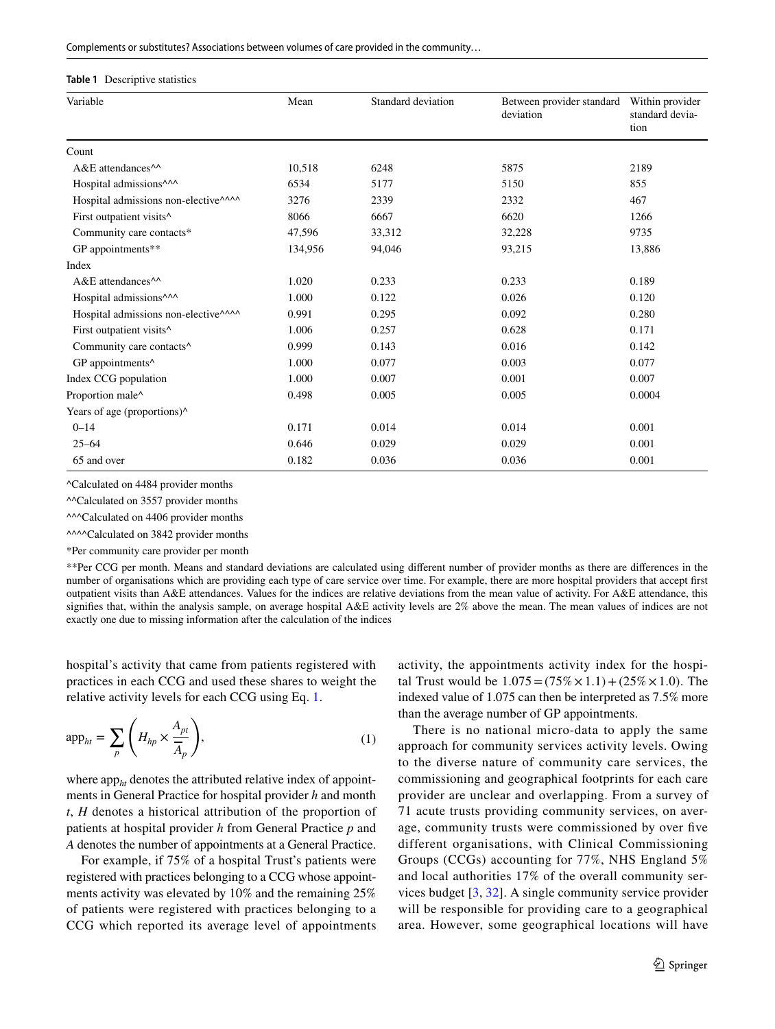**Table 1** Descriptive statistics

| Variable | Mean | Standard deviation | Between provider standard deviation | Within provider standard deviation |
|---|---|---|---|---|
| Count | | | | |
| A&E attendances^^ | 10,518 | 6248 | 5875 | 2189 |
| Hospital admissions^^^ | 6534 | 5177 | 5150 | 855 |
| Hospital admissions non-elective^^^^ | 3276 | 2339 | 2332 | 467 |
| First outpatient visits^ | 8066 | 6667 | 6620 | 1266 |
| Community care contacts* | 47,596 | 33,312 | 32,228 | 9735 |
| GP appointments** | 134,956 | 94,046 | 93,215 | 13,886 |
| Index | | | | |
| A&E attendances^^ | 1.020 | 0.233 | 0.233 | 0.189 |
| Hospital admissions^^^ | 1.000 | 0.122 | 0.026 | 0.120 |
| Hospital admissions non-elective^^^^ | 0.991 | 0.295 | 0.092 | 0.280 |
| First outpatient visits^ | 1.006 | 0.257 | 0.628 | 0.171 |
| Community care contacts^ | 0.999 | 0.143 | 0.016 | 0.142 |
| GP appointments^ | 1.000 | 0.077 | 0.003 | 0.077 |
| Index CCG population | 1.000 | 0.007 | 0.001 | 0.007 |
| Proportion male^ | 0.498 | 0.005 | 0.005 | 0.0004 |
| Years of age (proportions)^ | | | | |
| 0–14 | 0.171 | 0.014 | 0.014 | 0.001 |
| 25–64 | 0.646 | 0.029 | 0.029 | 0.001 |
| 65 and over | 0.182 | 0.036 | 0.036 | 0.001 |

^Calculated on 4484 provider months

^^Calculated on 3557 provider months

^^^Calculated on 4406 provider months

^^^^Calculated on 3842 provider months

*Per community care provider per month

**Per CCG per month. Means and standard deviations are calculated using different number of provider months as there are differences in the number of organisations which are providing each type of care service over time. For example, there are more hospital providers that accept first outpatient visits than A&E attendances. Values for the indices are relative deviations from the mean value of activity. For A&E attendance, this signifies that, within the analysis sample, on average hospital A&E activity levels are 2% above the mean. The mean values of indices are not exactly one due to missing information after the calculation of the indices

hospital's activity that came from patients registered with practices in each CCG and used these shares to weight the relative activity levels for each CCG using Eq. 1.

$$\mathrm{app}_{ht} = \sum_{p} \left( H_{hp} \times \frac{A_{pt}}{\overline{A}_{p}} \right), \tag{1}$$

where $\mathrm{app}_{ht}$ denotes the attributed relative index of appointments in General Practice for hospital provider $h$ and month $t$, $H$ denotes a historical attribution of the proportion of patients at hospital provider $h$ from General Practice $p$ and $A$ denotes the number of appointments at a General Practice.

For example, if 75% of a hospital Trust's patients were registered with practices belonging to a CCG whose appointments activity was elevated by 10% and the remaining 25% of patients were registered with practices belonging to a CCG which reported its average level of appointments activity, the appointments activity index for the hospital Trust would be $1.075 = (75\% \times 1.1) + (25\% \times 1.0)$. The indexed value of 1.075 can then be interpreted as 7.5% more than the average number of GP appointments.

There is no national micro-data to apply the same approach for community services activity levels. Owing to the diverse nature of community care services, the commissioning and geographical footprints for each care provider are unclear and overlapping. From a survey of 71 acute trusts providing community services, on average, community trusts were commissioned by over five different organisations, with Clinical Commissioning Groups (CCGs) accounting for 77%, NHS England 5% and local authorities 17% of the overall community services budget [3, 32]. A single community service provider will be responsible for providing care to a geographical area. However, some geographical locations will have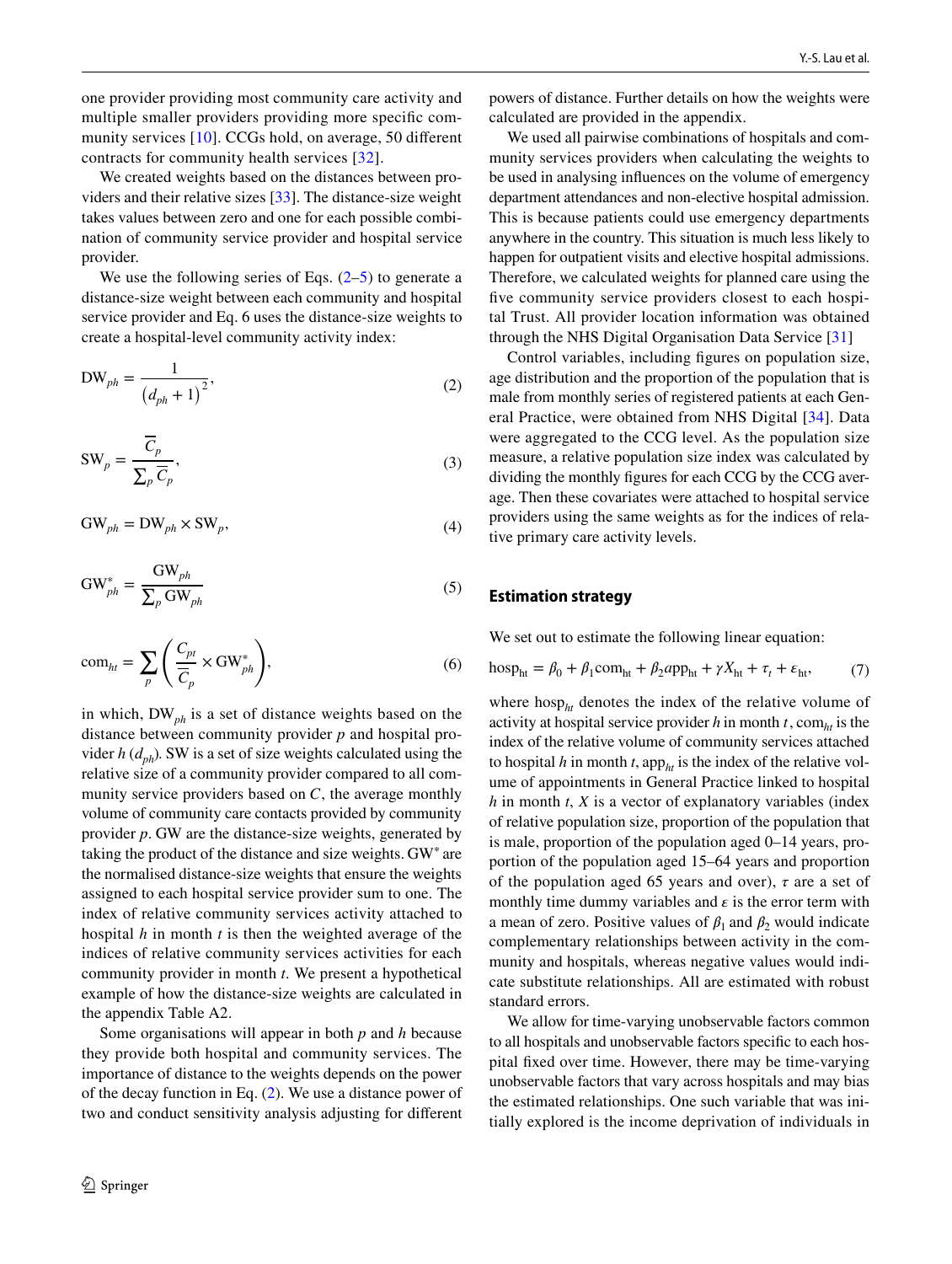one provider providing most community care activity and multiple smaller providers providing more specific community services [10]. CCGs hold, on average, 50 different contracts for community health services [32].

We created weights based on the distances between providers and their relative sizes [33]. The distance-size weight takes values between zero and one for each possible combination of community service provider and hospital service provider.

We use the following series of Eqs. (2–5) to generate a distance-size weight between each community and hospital service provider and Eq. 6 uses the distance-size weights to create a hospital-level community activity index:

$$\mathrm{DW}_{ph} = \frac{1}{\left(d_{ph} + 1\right)^{2}}, \tag{2}$$

$$\mathrm{SW}_{p} = \frac{\overline{C}_{p}}{\sum_{p} \overline{C}_{p}}, \tag{3}$$

$$\mathrm{GW}_{ph} = \mathrm{DW}_{ph} \times \mathrm{SW}_{p}, \tag{4}$$

$$\mathrm{GW}^{*}_{ph} = \frac{\mathrm{GW}_{ph}}{\sum_{p} \mathrm{GW}_{ph}} \tag{5}$$

$$\mathrm{com}_{ht} = \sum_{p} \left( \frac{C_{pt}}{\overline{C}_{p}} \times \mathrm{GW}^{*}_{ph} \right), \tag{6}$$

in which, $\mathrm{DW}_{ph}$ is a set of distance weights based on the distance between community provider $p$ and hospital provider $h$ ($d_{ph}$). SW is a set of size weights calculated using the relative size of a community provider compared to all community service providers based on $C$, the average monthly volume of community care contacts provided by community provider $p$. GW are the distance-size weights, generated by taking the product of the distance and size weights. $\mathrm{GW}^{*}$ are the normalised distance-size weights that ensure the weights assigned to each hospital service provider sum to one. The index of relative community services activity attached to hospital $h$ in month $t$ is then the weighted average of the indices of relative community services activities for each community provider in month $t$. We present a hypothetical example of how the distance-size weights are calculated in the appendix Table A2.

Some organisations will appear in both $p$ and $h$ because they provide both hospital and community services. The importance of distance to the weights depends on the power of the decay function in Eq. (2). We use a distance power of two and conduct sensitivity analysis adjusting for different powers of distance. Further details on how the weights were calculated are provided in the appendix.

We used all pairwise combinations of hospitals and community services providers when calculating the weights to be used in analysing influences on the volume of emergency department attendances and non-elective hospital admission. This is because patients could use emergency departments anywhere in the country. This situation is much less likely to happen for outpatient visits and elective hospital admissions. Therefore, we calculated weights for planned care using the five community service providers closest to each hospital Trust. All provider location information was obtained through the NHS Digital Organisation Data Service [31]

Control variables, including figures on population size, age distribution and the proportion of the population that is male from monthly series of registered patients at each General Practice, were obtained from NHS Digital [34]. Data were aggregated to the CCG level. As the population size measure, a relative population size index was calculated by dividing the monthly figures for each CCG by the CCG average. Then these covariates were attached to hospital service providers using the same weights as for the indices of relative primary care activity levels.

## Estimation strategy

We set out to estimate the following linear equation:

$$\mathrm{hosp}_{\mathrm{ht}} = \beta_{0} + \beta_{1}\mathrm{com}_{\mathrm{ht}} + \beta_{2}\mathrm{app}_{\mathrm{ht}} + \gamma X_{\mathrm{ht}} + \tau_{t} + \varepsilon_{\mathrm{ht}}, \tag{7}$$

where $\mathrm{hosp}_{ht}$ denotes the index of the relative volume of activity at hospital service provider $h$ in month $t$, $\mathrm{com}_{ht}$ is the index of the relative volume of community services attached to hospital $h$ in month $t$, $\mathrm{app}_{ht}$ is the index of the relative volume of appointments in General Practice linked to hospital $h$ in month $t$, $X$ is a vector of explanatory variables (index of relative population size, proportion of the population that is male, proportion of the population aged 0–14 years, proportion of the population aged 15–64 years and proportion of the population aged 65 years and over), $\tau$ are a set of monthly time dummy variables and $\varepsilon$ is the error term with a mean of zero. Positive values of $\beta_1$ and $\beta_2$ would indicate complementary relationships between activity in the community and hospitals, whereas negative values would indicate substitute relationships. All are estimated with robust standard errors.

We allow for time-varying unobservable factors common to all hospitals and unobservable factors specific to each hospital fixed over time. However, there may be time-varying unobservable factors that vary across hospitals and may bias the estimated relationships. One such variable that was initially explored is the income deprivation of individuals in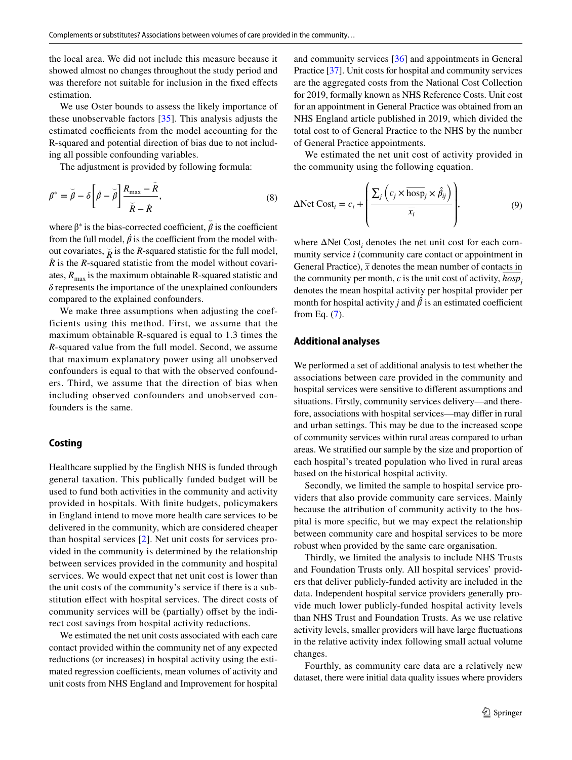the local area. We did not include this measure because it showed almost no changes throughout the study period and was therefore not suitable for inclusion in the fixed effects estimation.

We use Oster bounds to assess the likely importance of these unobservable factors [35]. This analysis adjusts the estimated coefficients from the model accounting for the R-squared and potential direction of bias due to not including all possible confounding variables.

The adjustment is provided by following formula:

$$\beta^* = \breve{\beta} - \delta\left[\dot{\beta} - \breve{\beta}\right]\frac{R_{\max} - \breve{R}}{\breve{R} - \dot{R}}, \tag{8}$$

where $\beta^*$ is the bias-corrected coefficient, $\breve{\beta}$ is the coefficient from the full model, $\dot{\beta}$ is the coefficient from the model without covariates, $\breve{R}$ is the $R$-squared statistic for the full model, $\dot{R}$ is the $R$-squared statistic from the model without covariates, $R_{\max}$ is the maximum obtainable R-squared statistic and $\delta$ represents the importance of the unexplained confounders compared to the explained confounders.

We make three assumptions when adjusting the coefficients using this method. First, we assume that the maximum obtainable R-squared is equal to 1.3 times the $R$-squared value from the full model. Second, we assume that maximum explanatory power using all unobserved confounders is equal to that with the observed confounders. Third, we assume that the direction of bias when including observed confounders and unobserved confounders is the same.

### Costing

Healthcare supplied by the English NHS is funded through general taxation. This publically funded budget will be used to fund both activities in the community and activity provided in hospitals. With finite budgets, policymakers in England intend to move more health care services to be delivered in the community, which are considered cheaper than hospital services [2]. Net unit costs for services provided in the community is determined by the relationship between services provided in the community and hospital services. We would expect that net unit cost is lower than the unit costs of the community's service if there is a substitution effect with hospital services. The direct costs of community services will be (partially) offset by the indirect cost savings from hospital activity reductions.

We estimated the net unit costs associated with each care contact provided within the community net of any expected reductions (or increases) in hospital activity using the estimated regression coefficients, mean volumes of activity and unit costs from NHS England and Improvement for hospital and community services [36] and appointments in General Practice [37]. Unit costs for hospital and community services are the aggregated costs from the National Cost Collection for 2019, formally known as NHS Reference Costs. Unit cost for an appointment in General Practice was obtained from an NHS England article published in 2019, which divided the total cost to of General Practice to the NHS by the number of General Practice appointments.

We estimated the net unit cost of activity provided in the community using the following equation.

$$\Delta\text{Net Cost}_i = c_i + \left(\frac{\sum_j \left(c_j \times \overline{\text{hosp}}_j \times \hat{\beta}_{ij}\right)}{\overline{x_i}}\right), \tag{9}$$

where $\Delta\text{Net Cost}_i$ denotes the net unit cost for each community service $i$ (community care contact or appointment in General Practice), $\overline{x}$ denotes the mean number of contacts in the community per month, $c$ is the unit cost of activity, $\overline{hosp}_j$ denotes the mean hospital activity per hospital provider per month for hospital activity $j$ and $\hat{\beta}$ is an estimated coefficient from Eq. (7).

### Additional analyses

We performed a set of additional analysis to test whether the associations between care provided in the community and hospital services were sensitive to different assumptions and situations. Firstly, community services delivery—and therefore, associations with hospital services—may differ in rural and urban settings. This may be due to the increased scope of community services within rural areas compared to urban areas. We stratified our sample by the size and proportion of each hospital's treated population who lived in rural areas based on the historical hospital activity.

Secondly, we limited the sample to hospital service providers that also provide community care services. Mainly because the attribution of community activity to the hospital is more specific, but we may expect the relationship between community care and hospital services to be more robust when provided by the same care organisation.

Thirdly, we limited the analysis to include NHS Trusts and Foundation Trusts only. All hospital services' providers that deliver publicly-funded activity are included in the data. Independent hospital service providers generally provide much lower publicly-funded hospital activity levels than NHS Trust and Foundation Trusts. As we use relative activity levels, smaller providers will have large fluctuations in the relative activity index following small actual volume changes.

Fourthly, as community care data are a relatively new dataset, there were initial data quality issues where providers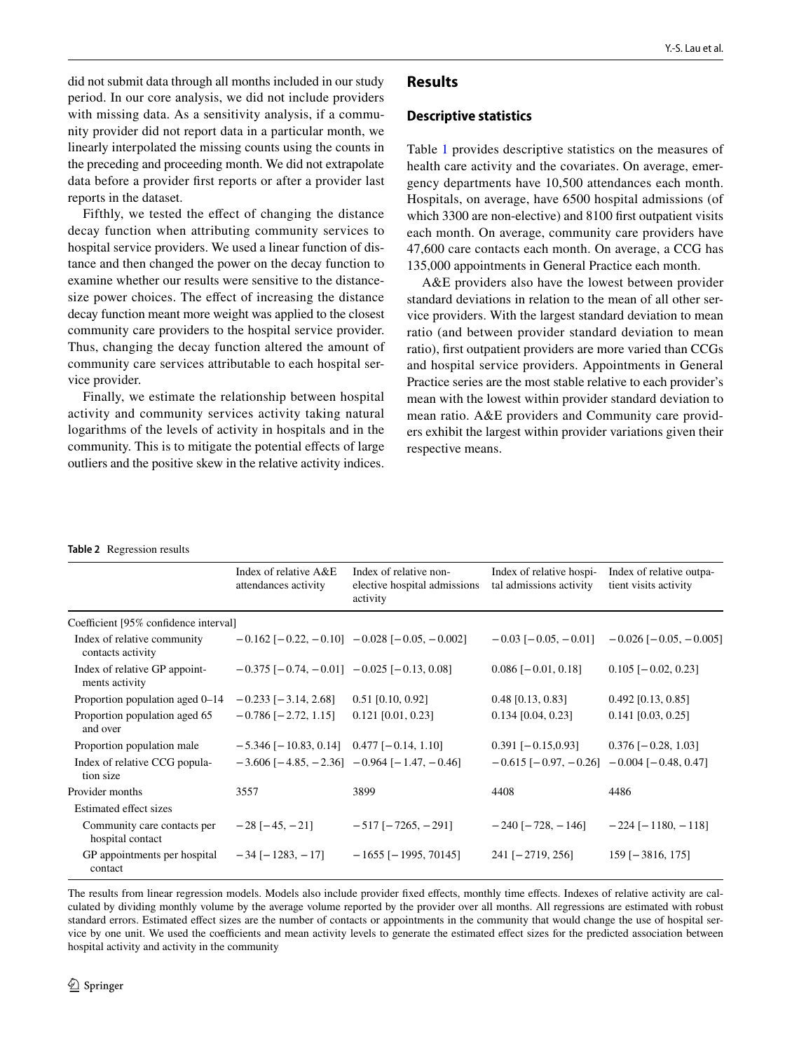did not submit data through all months included in our study period. In our core analysis, we did not include providers with missing data. As a sensitivity analysis, if a community provider did not report data in a particular month, we linearly interpolated the missing counts using the counts in the preceding and proceeding month. We did not extrapolate data before a provider first reports or after a provider last reports in the dataset.

Fifthly, we tested the effect of changing the distance decay function when attributing community services to hospital service providers. We used a linear function of distance and then changed the power on the decay function to examine whether our results were sensitive to the distance-size power choices. The effect of increasing the distance decay function meant more weight was applied to the closest community care providers to the hospital service provider. Thus, changing the decay function altered the amount of community care services attributable to each hospital service provider.

Finally, we estimate the relationship between hospital activity and community services activity taking natural logarithms of the levels of activity in hospitals and in the community. This is to mitigate the potential effects of large outliers and the positive skew in the relative activity indices.

## Results

### Descriptive statistics

Table 1 provides descriptive statistics on the measures of health care activity and the covariates. On average, emergency departments have 10,500 attendances each month. Hospitals, on average, have 6500 hospital admissions (of which 3300 are non-elective) and 8100 first outpatient visits each month. On average, community care providers have 47,600 care contacts each month. On average, a CCG has 135,000 appointments in General Practice each month.

A&E providers also have the lowest between provider standard deviations in relation to the mean of all other service providers. With the largest standard deviation to mean ratio (and between provider standard deviation to mean ratio), first outpatient providers are more varied than CCGs and hospital service providers. Appointments in General Practice series are the most stable relative to each provider's mean with the lowest within provider standard deviation to mean ratio. A&E providers and Community care providers exhibit the largest within provider variations given their respective means.

**Table 2** Regression results

| | Index of relative A&E attendances activity | Index of relative non-elective hospital admissions activity | Index of relative hospital admissions activity | Index of relative outpatient visits activity |
|---|---|---|---|---|
| Coefficient [95% confidence interval] | | | | |
| Index of relative community contacts activity | −0.162 [−0.22, −0.10] | −0.028 [−0.05, −0.002] | −0.03 [−0.05, −0.01] | −0.026 [−0.05, −0.005] |
| Index of relative GP appointments activity | −0.375 [−0.74, −0.01] | −0.025 [−0.13, 0.08] | 0.086 [−0.01, 0.18] | 0.105 [−0.02, 0.23] |
| Proportion population aged 0–14 | −0.233 [−3.14, 2.68] | 0.51 [0.10, 0.92] | 0.48 [0.13, 0.83] | 0.492 [0.13, 0.85] |
| Proportion population aged 65 and over | −0.786 [−2.72, 1.15] | 0.121 [0.01, 0.23] | 0.134 [0.04, 0.23] | 0.141 [0.03, 0.25] |
| Proportion population male | −5.346 [−10.83, 0.14] | 0.477 [−0.14, 1.10] | 0.391 [−0.15,0.93] | 0.376 [−0.28, 1.03] |
| Index of relative CCG population size | −3.606 [−4.85, −2.36] | −0.964 [−1.47, −0.46] | −0.615 [−0.97, −0.26] | −0.004 [−0.48, 0.47] |
| Provider months | 3557 | 3899 | 4408 | 4486 |
| Estimated effect sizes | | | | |
| Community care contacts per hospital contact | −28 [−45, −21] | −517 [−7265, −291] | −240 [−728, −146] | −224 [−1180, −118] |
| GP appointments per hospital contact | −34 [−1283, −17] | −1655 [−1995, 70145] | 241 [−2719, 256] | 159 [−3816, 175] |

The results from linear regression models. Models also include provider fixed effects, monthly time effects. Indexes of relative activity are calculated by dividing monthly volume by the average volume reported by the provider over all months. All regressions are estimated with robust standard errors. Estimated effect sizes are the number of contacts or appointments in the community that would change the use of hospital service by one unit. We used the coefficients and mean activity levels to generate the estimated effect sizes for the predicted association between hospital activity and activity in the community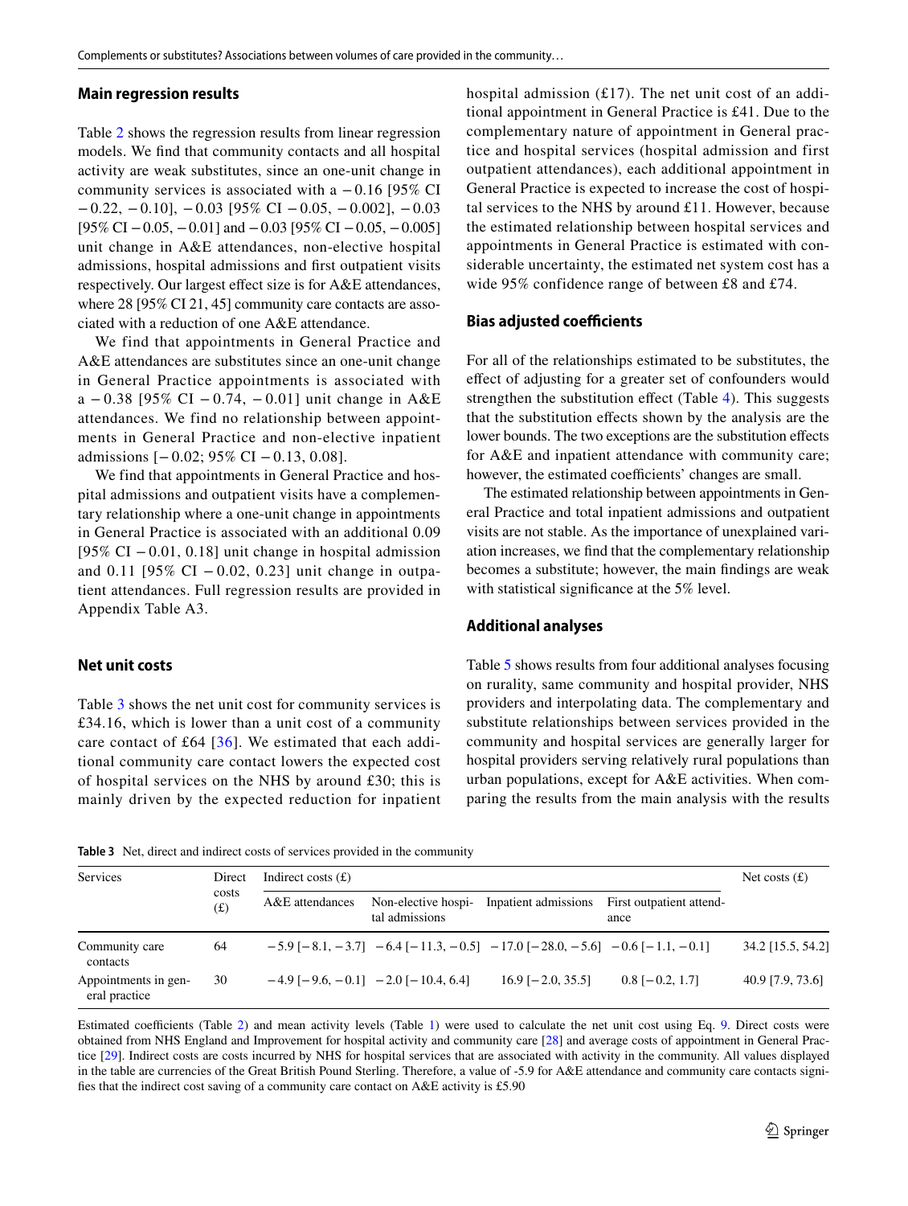### Main regression results

Table 2 shows the regression results from linear regression models. We find that community contacts and all hospital activity are weak substitutes, since an one-unit change in community services is associated with a −0.16 [95% CI −0.22, −0.10], −0.03 [95% CI −0.05, −0.002], −0.03 [95% CI −0.05, −0.01] and −0.03 [95% CI −0.05, −0.005] unit change in A&E attendances, non-elective hospital admissions, hospital admissions and first outpatient visits respectively. Our largest effect size is for A&E attendances, where 28 [95% CI 21, 45] community care contacts are associated with a reduction of one A&E attendance.

We find that appointments in General Practice and A&E attendances are substitutes since an one-unit change in General Practice appointments is associated with a −0.38 [95% CI −0.74, −0.01] unit change in A&E attendances. We find no relationship between appointments in General Practice and non-elective inpatient admissions [−0.02; 95% CI −0.13, 0.08].

We find that appointments in General Practice and hospital admissions and outpatient visits have a complementary relationship where a one-unit change in appointments in General Practice is associated with an additional 0.09 [95% CI −0.01, 0.18] unit change in hospital admission and 0.11 [95% CI −0.02, 0.23] unit change in outpatient attendances. Full regression results are provided in Appendix Table A3.

### Net unit costs

Table 3 shows the net unit cost for community services is £34.16, which is lower than a unit cost of a community care contact of £64 [36]. We estimated that each additional community care contact lowers the expected cost of hospital services on the NHS by around £30; this is mainly driven by the expected reduction for inpatient hospital admission (£17). The net unit cost of an additional appointment in General Practice is £41. Due to the complementary nature of appointment in General practice and hospital services (hospital admission and first outpatient attendances), each additional appointment in General Practice is expected to increase the cost of hospital services to the NHS by around £11. However, because the estimated relationship between hospital services and appointments in General Practice is estimated with considerable uncertainty, the estimated net system cost has a wide 95% confidence range of between £8 and £74.

### Bias adjusted coefficients

For all of the relationships estimated to be substitutes, the effect of adjusting for a greater set of confounders would strengthen the substitution effect (Table 4). This suggests that the substitution effects shown by the analysis are the lower bounds. The two exceptions are the substitution effects for A&E and inpatient attendance with community care; however, the estimated coefficients' changes are small.

The estimated relationship between appointments in General Practice and total inpatient admissions and outpatient visits are not stable. As the importance of unexplained variation increases, we find that the complementary relationship becomes a substitute; however, the main findings are weak with statistical significance at the 5% level.

### Additional analyses

Table 5 shows results from four additional analyses focusing on rurality, same community and hospital provider, NHS providers and interpolating data. The complementary and substitute relationships between services provided in the community and hospital services are generally larger for hospital providers serving relatively rural populations than urban populations, except for A&E activities. When comparing the results from the main analysis with the results

**Table 3** Net, direct and indirect costs of services provided in the community

| Services | Direct costs (£) | Indirect costs (£) | | | | Net costs (£) |
|---|---|---|---|---|---|---|
| | | A&E attendances | Non-elective hospital admissions | Inpatient admissions | First outpatient attendance | |
| Community care contacts | 64 | −5.9 [−8.1, −3.7] | −6.4 [−11.3, −0.5] | −17.0 [−28.0, −5.6] | −0.6 [−1.1, −0.1] | 34.2 [15.5, 54.2] |
| Appointments in general practice | 30 | −4.9 [−9.6, −0.1] | −2.0 [−10.4, 6.4] | 16.9 [−2.0, 35.5] | 0.8 [−0.2, 1.7] | 40.9 [7.9, 73.6] |

Estimated coefficients (Table 2) and mean activity levels (Table 1) were used to calculate the net unit cost using Eq. 9. Direct costs were obtained from NHS England and Improvement for hospital activity and community care [28] and average costs of appointment in General Practice [29]. Indirect costs are costs incurred by NHS for hospital services that are associated with activity in the community. All values displayed in the table are currencies of the Great British Pound Sterling. Therefore, a value of -5.9 for A&E attendance and community care contacts signifies that the indirect cost saving of a community care contact on A&E activity is £5.90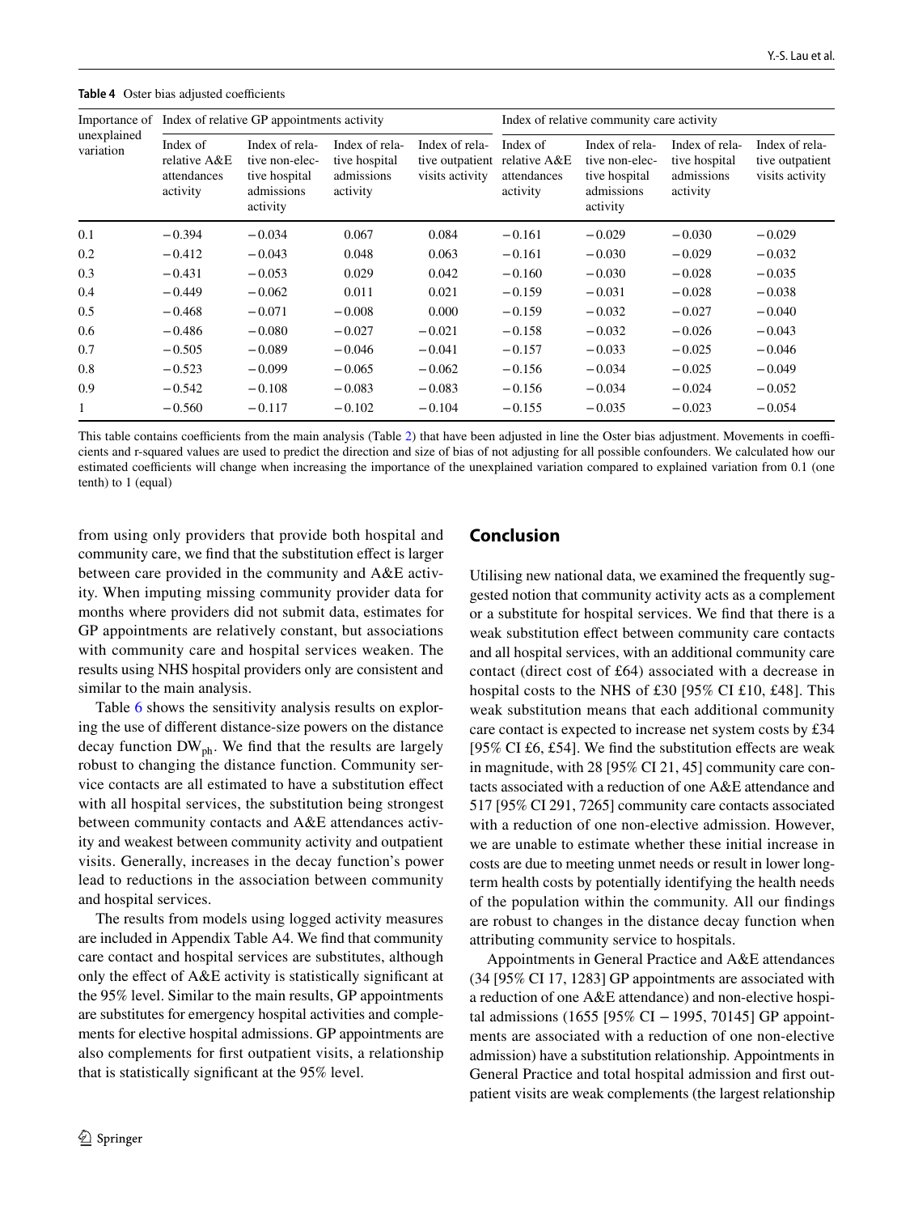**Table 4** Oster bias adjusted coefficients

| Importance of unexplained variation | Index of relative GP appointments activity | | | | Index of relative community care activity | | | |
|---|---|---|---|---|---|---|---|---|
| | Index of relative A&E attendances activity | Index of relative non-elective hospital admissions activity | Index of relative hospital admissions activity | Index of relative outpatient visits activity | Index of relative A&E attendances activity | Index of relative non-elective hospital admissions activity | Index of relative hospital admissions activity | Index of relative outpatient visits activity |
| 0.1 | −0.394 | −0.034 | 0.067 | 0.084 | −0.161 | −0.029 | −0.030 | −0.029 |
| 0.2 | −0.412 | −0.043 | 0.048 | 0.063 | −0.161 | −0.030 | −0.029 | −0.032 |
| 0.3 | −0.431 | −0.053 | 0.029 | 0.042 | −0.160 | −0.030 | −0.028 | −0.035 |
| 0.4 | −0.449 | −0.062 | 0.011 | 0.021 | −0.159 | −0.031 | −0.028 | −0.038 |
| 0.5 | −0.468 | −0.071 | −0.008 | 0.000 | −0.159 | −0.032 | −0.027 | −0.040 |
| 0.6 | −0.486 | −0.080 | −0.027 | −0.021 | −0.158 | −0.032 | −0.026 | −0.043 |
| 0.7 | −0.505 | −0.089 | −0.046 | −0.041 | −0.157 | −0.033 | −0.025 | −0.046 |
| 0.8 | −0.523 | −0.099 | −0.065 | −0.062 | −0.156 | −0.034 | −0.025 | −0.049 |
| 0.9 | −0.542 | −0.108 | −0.083 | −0.083 | −0.156 | −0.034 | −0.024 | −0.052 |
| 1 | −0.560 | −0.117 | −0.102 | −0.104 | −0.155 | −0.035 | −0.023 | −0.054 |

This table contains coefficients from the main analysis (Table 2) that have been adjusted in line the Oster bias adjustment. Movements in coefficients and r-squared values are used to predict the direction and size of bias of not adjusting for all possible confounders. We calculated how our estimated coefficients will change when increasing the importance of the unexplained variation compared to explained variation from 0.1 (one tenth) to 1 (equal)

from using only providers that provide both hospital and community care, we find that the substitution effect is larger between care provided in the community and A&E activity. When imputing missing community provider data for months where providers did not submit data, estimates for GP appointments are relatively constant, but associations with community care and hospital services weaken. The results using NHS hospital providers only are consistent and similar to the main analysis.

Table 6 shows the sensitivity analysis results on exploring the use of different distance-size powers on the distance decay function $DW_{ph}$. We find that the results are largely robust to changing the distance function. Community service contacts are all estimated to have a substitution effect with all hospital services, the substitution being strongest between community contacts and A&E attendances activity and weakest between community activity and outpatient visits. Generally, increases in the decay function's power lead to reductions in the association between community and hospital services.

The results from models using logged activity measures are included in Appendix Table A4. We find that community care contact and hospital services are substitutes, although only the effect of A&E activity is statistically significant at the 95% level. Similar to the main results, GP appointments are substitutes for emergency hospital activities and complements for elective hospital admissions. GP appointments are also complements for first outpatient visits, a relationship that is statistically significant at the 95% level.

## Conclusion

Utilising new national data, we examined the frequently suggested notion that community activity acts as a complement or a substitute for hospital services. We find that there is a weak substitution effect between community care contacts and all hospital services, with an additional community care contact (direct cost of £64) associated with a decrease in hospital costs to the NHS of £30 [95% CI £10, £48]. This weak substitution means that each additional community care contact is expected to increase net system costs by £34 [95% CI £6, £54]. We find the substitution effects are weak in magnitude, with 28 [95% CI 21, 45] community care contacts associated with a reduction of one A&E attendance and 517 [95% CI 291, 7265] community care contacts associated with a reduction of one non-elective admission. However, we are unable to estimate whether these initial increase in costs are due to meeting unmet needs or result in lower long-term health costs by potentially identifying the health needs of the population within the community. All our findings are robust to changes in the distance decay function when attributing community service to hospitals.

Appointments in General Practice and A&E attendances (34 [95% CI 17, 1283] GP appointments are associated with a reduction of one A&E attendance) and non-elective hospital admissions (1655 [95% CI −1995, 70145] GP appointments are associated with a reduction of one non-elective admission) have a substitution relationship. Appointments in General Practice and total hospital admission and first outpatient visits are weak complements (the largest relationship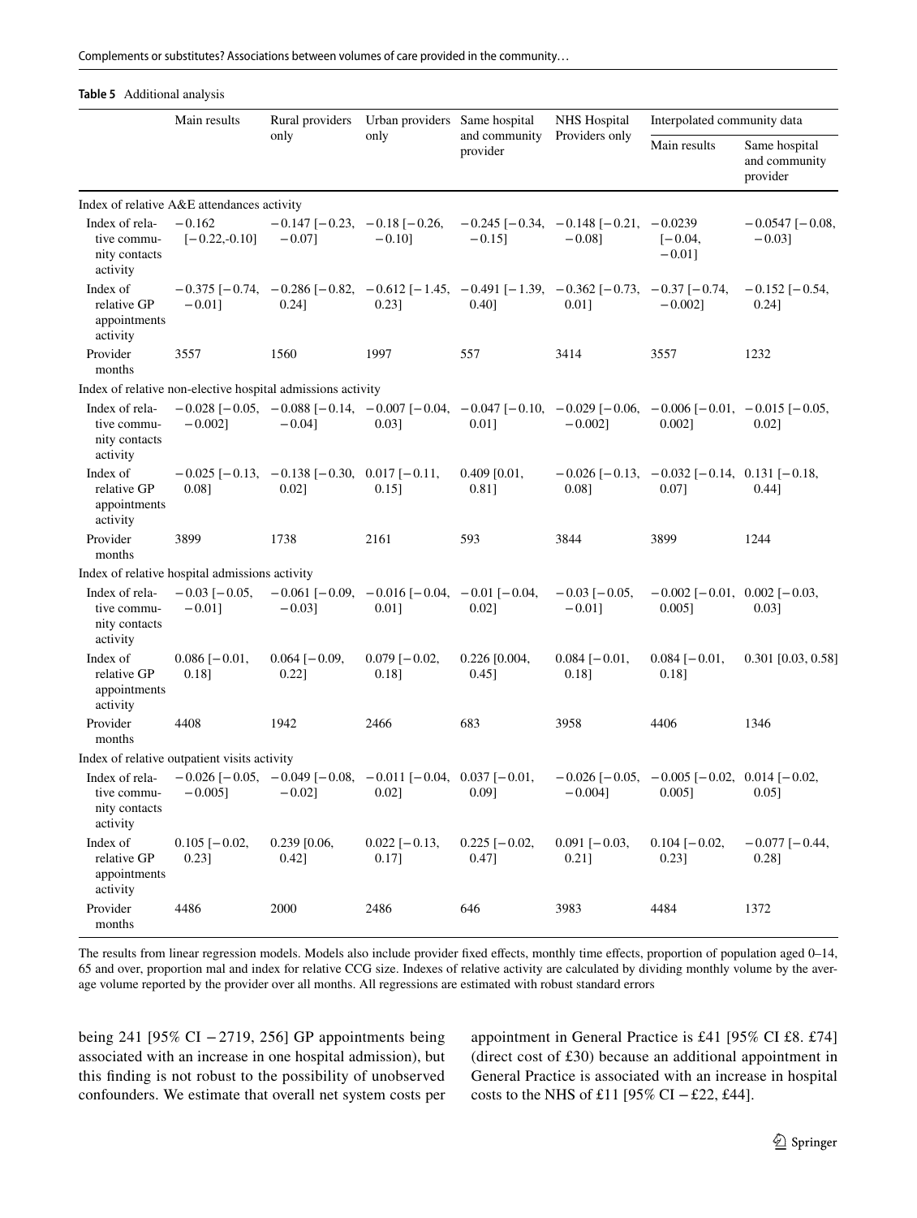**Table 5** Additional analysis

| | Main results | Rural providers only | Urban providers only | Same hospital and community provider | NHS Hospital Providers only | Interpolated community data | |
|---|---|---|---|---|---|---|---|
| | | | | | | Main results | Same hospital and community provider |
| Index of relative A&E attendances activity | | | | | | | |
| Index of relative community contacts activity | −0.162 [−0.22,-0.10] | −0.147 [−0.23, −0.07] | −0.18 [−0.26, −0.10] | −0.245 [−0.34, −0.15] | −0.148 [−0.21, −0.08] | −0.0239 [−0.04, −0.01] | −0.0547 [−0.08, −0.03] |
| Index of relative GP appointments activity | −0.375 [−0.74, −0.01] | −0.286 [−0.82, 0.24] | −0.612 [−1.45, 0.23] | −0.491 [−1.39, 0.40] | −0.362 [−0.73, 0.01] | −0.37 [−0.74, −0.002] | −0.152 [−0.54, 0.24] |
| Provider months | 3557 | 1560 | 1997 | 557 | 3414 | 3557 | 1232 |
| Index of relative non-elective hospital admissions activity | | | | | | | |
| Index of relative community contacts activity | −0.028 [−0.05, −0.002] | −0.088 [−0.14, −0.04] | −0.007 [−0.04, 0.03] | −0.047 [−0.10, 0.01] | −0.029 [−0.06, −0.002] | −0.006 [−0.01, 0.002] | −0.015 [−0.05, 0.02] |
| Index of relative GP appointments activity | −0.025 [−0.13, 0.08] | −0.138 [−0.30, 0.02] | 0.017 [−0.11, 0.15] | 0.409 [0.01, 0.81] | −0.026 [−0.13, 0.08] | −0.032 [−0.14, 0.07] | 0.131 [−0.18, 0.44] |
| Provider months | 3899 | 1738 | 2161 | 593 | 3844 | 3899 | 1244 |
| Index of relative hospital admissions activity | | | | | | | |
| Index of relative community contacts activity | −0.03 [−0.05, −0.01] | −0.061 [−0.09, −0.03] | −0.016 [−0.04, 0.01] | −0.01 [−0.04, 0.02] | −0.03 [−0.05, −0.01] | −0.002 [−0.01, 0.005] | 0.002 [−0.03, 0.03] |
| Index of relative GP appointments activity | 0.086 [−0.01, 0.18] | 0.064 [−0.09, 0.22] | 0.079 [−0.02, 0.18] | 0.226 [0.004, 0.45] | 0.084 [−0.01, 0.18] | 0.084 [−0.01, 0.18] | 0.301 [0.03, 0.58] |
| Provider months | 4408 | 1942 | 2466 | 683 | 3958 | 4406 | 1346 |
| Index of relative outpatient visits activity | | | | | | | |
| Index of relative community contacts activity | −0.026 [−0.05, −0.005] | −0.049 [−0.08, −0.02] | −0.011 [−0.04, 0.02] | 0.037 [−0.01, 0.09] | −0.026 [−0.05, −0.004] | −0.005 [−0.02, 0.005] | 0.014 [−0.02, 0.05] |
| Index of relative GP appointments activity | 0.105 [−0.02, 0.23] | 0.239 [0.06, 0.42] | 0.022 [−0.13, 0.17] | 0.225 [−0.02, 0.47] | 0.091 [−0.03, 0.21] | 0.104 [−0.02, 0.23] | −0.077 [−0.44, 0.28] |
| Provider months | 4486 | 2000 | 2486 | 646 | 3983 | 4484 | 1372 |

The results from linear regression models. Models also include provider fixed effects, monthly time effects, proportion of population aged 0–14, 65 and over, proportion mal and index for relative CCG size. Indexes of relative activity are calculated by dividing monthly volume by the average volume reported by the provider over all months. All regressions are estimated with robust standard errors

being 241 [95% CI −2719, 256] GP appointments being associated with an increase in one hospital admission), but this finding is not robust to the possibility of unobserved confounders. We estimate that overall net system costs per appointment in General Practice is £41 [95% CI £8. £74] (direct cost of £30) because an additional appointment in General Practice is associated with an increase in hospital costs to the NHS of £11 [95% CI −£22, £44].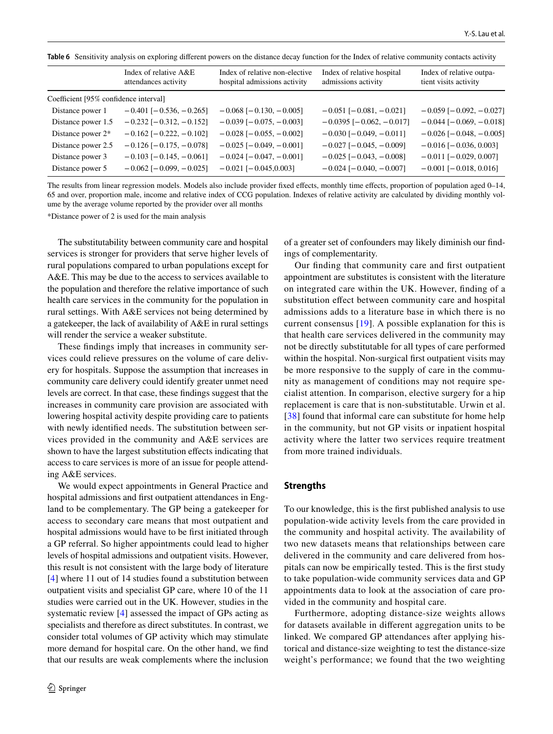**Table 6** Sensitivity analysis on exploring different powers on the distance decay function for the Index of relative community contacts activity

| | Index of relative A&E attendances activity | Index of relative non-elective hospital admissions activity | Index of relative hospital admissions activity | Index of relative outpatient visits activity |
|---|---|---|---|---|
| Coefficient [95% confidence interval] | | | | |
| Distance power 1 | −0.401 [−0.536, −0.265] | −0.068 [−0.130, −0.005] | −0.051 [−0.081, −0.021] | −0.059 [−0.092, −0.027] |
| Distance power 1.5 | −0.232 [−0.312, −0.152] | −0.039 [−0.075, −0.003] | −0.0395 [−0.062, −0.017] | −0.044 [−0.069, −0.018] |
| Distance power 2* | −0.162 [−0.222, −0.102] | −0.028 [−0.055, −0.002] | −0.030 [−0.049, −0.011] | −0.026 [−0.048, −0.005] |
| Distance power 2.5 | −0.126 [−0.175, −0.078] | −0.025 [−0.049, −0.001] | −0.027 [−0.045, −0.009] | −0.016 [−0.036, 0.003] |
| Distance power 3 | −0.103 [−0.145, −0.061] | −0.024 [−0.047, −0.001] | −0.025 [−0.043, −0.008] | −0.011 [−0.029, 0.007] |
| Distance power 5 | −0.062 [−0.099, −0.025] | −0.021 [−0.045,0.003] | −0.024 [−0.040, −0.007] | −0.001 [−0.018, 0.016] |

The results from linear regression models. Models also include provider fixed effects, monthly time effects, proportion of population aged 0–14, 65 and over, proportion male, income and relative index of CCG population. Indexes of relative activity are calculated by dividing monthly volume by the average volume reported by the provider over all months

*Distance power of 2 is used for the main analysis

The substitutability between community care and hospital services is stronger for providers that serve higher levels of rural populations compared to urban populations except for A&E. This may be due to the access to services available to the population and therefore the relative importance of such health care services in the community for the population in rural settings. With A&E services not being determined by a gatekeeper, the lack of availability of A&E in rural settings will render the service a weaker substitute.

These findings imply that increases in community services could relieve pressures on the volume of care delivery for hospitals. Suppose the assumption that increases in community care delivery could identify greater unmet need levels are correct. In that case, these findings suggest that the increases in community care provision are associated with lowering hospital activity despite providing care to patients with newly identified needs. The substitution between services provided in the community and A&E services are shown to have the largest substitution effects indicating that access to care services is more of an issue for people attending A&E services.

We would expect appointments in General Practice and hospital admissions and first outpatient attendances in England to be complementary. The GP being a gatekeeper for access to secondary care means that most outpatient and hospital admissions would have to be first initiated through a GP referral. So higher appointments could lead to higher levels of hospital admissions and outpatient visits. However, this result is not consistent with the large body of literature [4] where 11 out of 14 studies found a substitution between outpatient visits and specialist GP care, where 10 of the 11 studies were carried out in the UK. However, studies in the systematic review [4] assessed the impact of GPs acting as specialists and therefore as direct substitutes. In contrast, we consider total volumes of GP activity which may stimulate more demand for hospital care. On the other hand, we find that our results are weak complements where the inclusion of a greater set of confounders may likely diminish our findings of complementarity.

Our finding that community care and first outpatient appointment are substitutes is consistent with the literature on integrated care within the UK. However, finding of a substitution effect between community care and hospital admissions adds to a literature base in which there is no current consensus [19]. A possible explanation for this is that health care services delivered in the community may not be directly substitutable for all types of care performed within the hospital. Non-surgical first outpatient visits may be more responsive to the supply of care in the community as management of conditions may not require specialist attention. In comparison, elective surgery for a hip replacement is care that is non-substitutable. Urwin et al. [38] found that informal care can substitute for home help in the community, but not GP visits or inpatient hospital activity where the latter two services require treatment from more trained individuals.

## Strengths

To our knowledge, this is the first published analysis to use population-wide activity levels from the care provided in the community and hospital activity. The availability of two new datasets means that relationships between care delivered in the community and care delivered from hospitals can now be empirically tested. This is the first study to take population-wide community services data and GP appointments data to look at the association of care provided in the community and hospital care.

Furthermore, adopting distance-size weights allows for datasets available in different aggregation units to be linked. We compared GP attendances after applying historical and distance-size weighting to test the distance-size weight's performance; we found that the two weighting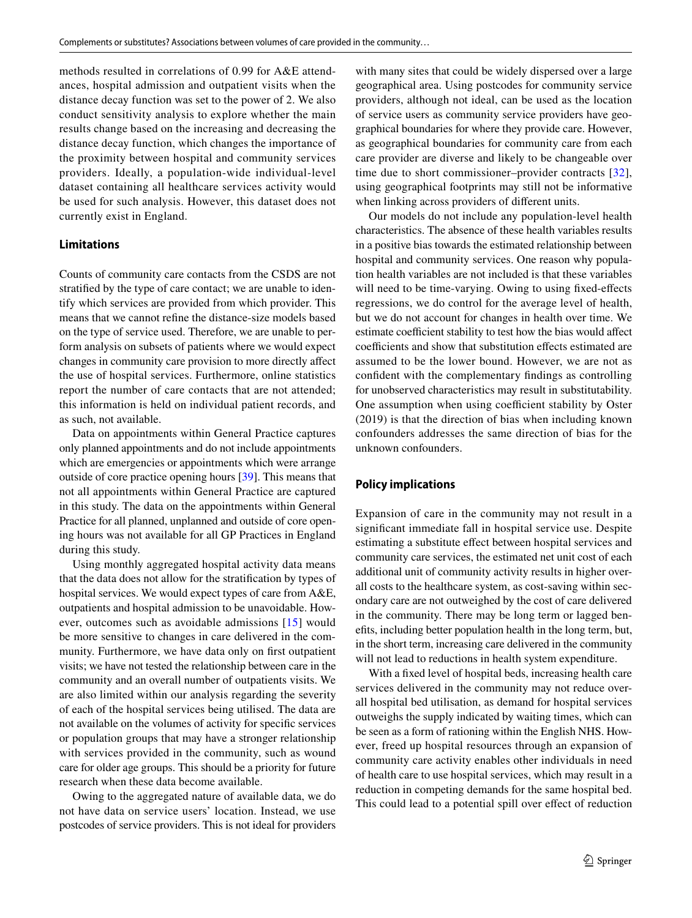methods resulted in correlations of 0.99 for A&E attendances, hospital admission and outpatient visits when the distance decay function was set to the power of 2. We also conduct sensitivity analysis to explore whether the main results change based on the increasing and decreasing the distance decay function, which changes the importance of the proximity between hospital and community services providers. Ideally, a population-wide individual-level dataset containing all healthcare services activity would be used for such analysis. However, this dataset does not currently exist in England.

### Limitations

Counts of community care contacts from the CSDS are not stratified by the type of care contact; we are unable to identify which services are provided from which provider. This means that we cannot refine the distance-size models based on the type of service used. Therefore, we are unable to perform analysis on subsets of patients where we would expect changes in community care provision to more directly affect the use of hospital services. Furthermore, online statistics report the number of care contacts that are not attended; this information is held on individual patient records, and as such, not available.

Data on appointments within General Practice captures only planned appointments and do not include appointments which are emergencies or appointments which were arrange outside of core practice opening hours [39]. This means that not all appointments within General Practice are captured in this study. The data on the appointments within General Practice for all planned, unplanned and outside of core opening hours was not available for all GP Practices in England during this study.

Using monthly aggregated hospital activity data means that the data does not allow for the stratification by types of hospital services. We would expect types of care from A&E, outpatients and hospital admission to be unavoidable. However, outcomes such as avoidable admissions [15] would be more sensitive to changes in care delivered in the community. Furthermore, we have data only on first outpatient visits; we have not tested the relationship between care in the community and an overall number of outpatients visits. We are also limited within our analysis regarding the severity of each of the hospital services being utilised. The data are not available on the volumes of activity for specific services or population groups that may have a stronger relationship with services provided in the community, such as wound care for older age groups. This should be a priority for future research when these data become available.

Owing to the aggregated nature of available data, we do not have data on service users' location. Instead, we use postcodes of service providers. This is not ideal for providers with many sites that could be widely dispersed over a large geographical area. Using postcodes for community service providers, although not ideal, can be used as the location of service users as community service providers have geographical boundaries for where they provide care. However, as geographical boundaries for community care from each care provider are diverse and likely to be changeable over time due to short commissioner–provider contracts [32], using geographical footprints may still not be informative when linking across providers of different units.

Our models do not include any population-level health characteristics. The absence of these health variables results in a positive bias towards the estimated relationship between hospital and community services. One reason why population health variables are not included is that these variables will need to be time-varying. Owing to using fixed-effects regressions, we do control for the average level of health, but we do not account for changes in health over time. We estimate coefficient stability to test how the bias would affect coefficients and show that substitution effects estimated are assumed to be the lower bound. However, we are not as confident with the complementary findings as controlling for unobserved characteristics may result in substitutability. One assumption when using coefficient stability by Oster (2019) is that the direction of bias when including known confounders addresses the same direction of bias for the unknown confounders.

### Policy implications

Expansion of care in the community may not result in a significant immediate fall in hospital service use. Despite estimating a substitute effect between hospital services and community care services, the estimated net unit cost of each additional unit of community activity results in higher overall costs to the healthcare system, as cost-saving within secondary care are not outweighed by the cost of care delivered in the community. There may be long term or lagged benefits, including better population health in the long term, but, in the short term, increasing care delivered in the community will not lead to reductions in health system expenditure.

With a fixed level of hospital beds, increasing health care services delivered in the community may not reduce overall hospital bed utilisation, as demand for hospital services outweighs the supply indicated by waiting times, which can be seen as a form of rationing within the English NHS. However, freed up hospital resources through an expansion of community care activity enables other individuals in need of health care to use hospital services, which may result in a reduction in competing demands for the same hospital bed. This could lead to a potential spill over effect of reduction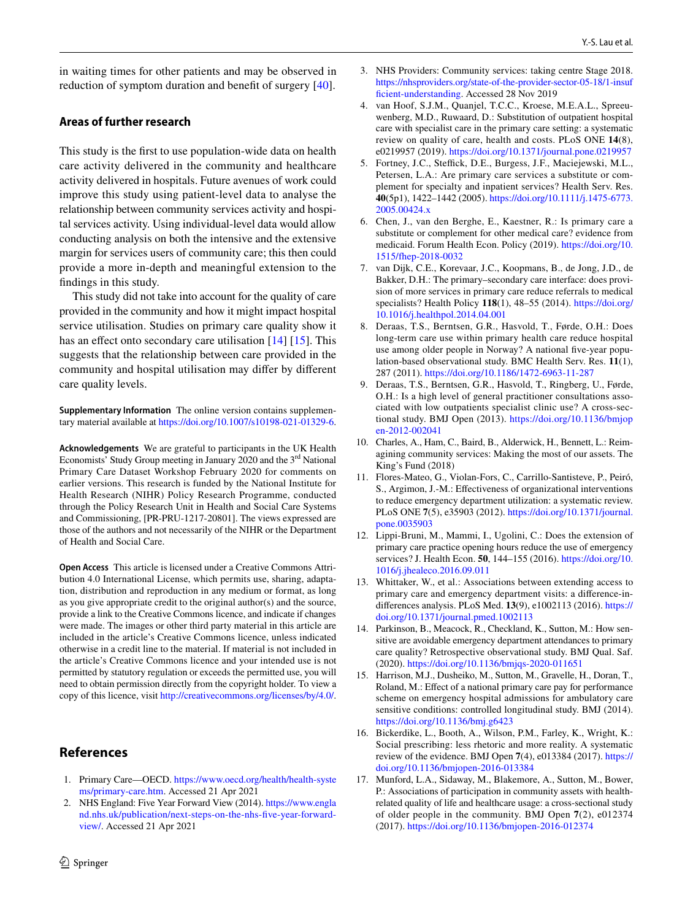in waiting times for other patients and may be observed in reduction of symptom duration and benefit of surgery [40].

### Areas of further research

This study is the first to use population-wide data on health care activity delivered in the community and healthcare activity delivered in hospitals. Future avenues of work could improve this study using patient-level data to analyse the relationship between community services activity and hospital services activity. Using individual-level data would allow conducting analysis on both the intensive and the extensive margin for services users of community care; this then could provide a more in-depth and meaningful extension to the findings in this study.

This study did not take into account for the quality of care provided in the community and how it might impact hospital service utilisation. Studies on primary care quality show it has an effect onto secondary care utilisation [14] [15]. This suggests that the relationship between care provided in the community and hospital utilisation may differ by different care quality levels.

**Supplementary Information** The online version contains supplementary material available at https://doi.org/10.1007/s10198-021-01329-6.

**Acknowledgements** We are grateful to participants in the UK Health Economists' Study Group meeting in January 2020 and the 3rd National Primary Care Dataset Workshop February 2020 for comments on earlier versions. This research is funded by the National Institute for Health Research (NIHR) Policy Research Programme, conducted through the Policy Research Unit in Health and Social Care Systems and Commissioning, [PR-PRU-1217-20801]. The views expressed are those of the authors and not necessarily of the NIHR or the Department of Health and Social Care.

**Open Access** This article is licensed under a Creative Commons Attribution 4.0 International License, which permits use, sharing, adaptation, distribution and reproduction in any medium or format, as long as you give appropriate credit to the original author(s) and the source, provide a link to the Creative Commons licence, and indicate if changes were made. The images or other third party material in this article are included in the article's Creative Commons licence, unless indicated otherwise in a credit line to the material. If material is not included in the article's Creative Commons licence and your intended use is not permitted by statutory regulation or exceeds the permitted use, you will need to obtain permission directly from the copyright holder. To view a copy of this licence, visit http://creativecommons.org/licenses/by/4.0/.

## References

1. Primary Care—OECD. https://www.oecd.org/health/health-systems/primary-care.htm. Accessed 21 Apr 2021
2. NHS England: Five Year Forward View (2014). https://www.england.nhs.uk/publication/next-steps-on-the-nhs-five-year-forward-view/. Accessed 21 Apr 2021
3. NHS Providers: Community services: taking centre Stage 2018. https://nhsproviders.org/state-of-the-provider-sector-05-18/1-insufficient-understanding. Accessed 28 Nov 2019
4. van Hoof, S.J.M., Quanjel, T.C.C., Kroese, M.E.A.L., Spreeuwenberg, M.D., Ruwaard, D.: Substitution of outpatient hospital care with specialist care in the primary care setting: a systematic review on quality of care, health and costs. PLoS ONE **14**(8), e0219957 (2019). https://doi.org/10.1371/journal.pone.0219957
5. Fortney, J.C., Steffick, D.E., Burgess, J.F., Maciejewski, M.L., Petersen, L.A.: Are primary care services a substitute or complement for specialty and inpatient services? Health Serv. Res. **40**(5p1), 1422–1442 (2005). https://doi.org/10.1111/j.1475-6773.2005.00424.x
6. Chen, J., van den Berghe, E., Kaestner, R.: Is primary care a substitute or complement for other medical care? evidence from medicaid. Forum Health Econ. Policy (2019). https://doi.org/10.1515/fhep-2018-0032
7. van Dijk, C.E., Korevaar, J.C., Koopmans, B., de Jong, J.D., de Bakker, D.H.: The primary–secondary care interface: does provision of more services in primary care reduce referrals to medical specialists? Health Policy **118**(1), 48–55 (2014). https://doi.org/10.1016/j.healthpol.2014.04.001
8. Deraas, T.S., Berntsen, G.R., Hasvold, T., Førde, O.H.: Does long-term care use within primary health care reduce hospital use among older people in Norway? A national five-year population-based observational study. BMC Health Serv. Res. **11**(1), 287 (2011). https://doi.org/10.1186/1472-6963-11-287
9. Deraas, T.S., Berntsen, G.R., Hasvold, T., Ringberg, U., Førde, O.H.: Is a high level of general practitioner consultations associated with low outpatients specialist clinic use? A cross-sectional study. BMJ Open (2013). https://doi.org/10.1136/bmjopen-2012-002041
10. Charles, A., Ham, C., Baird, B., Alderwick, H., Bennett, L.: Reimagining community services: Making the most of our assets. The King's Fund (2018)
11. Flores-Mateo, G., Violan-Fors, C., Carrillo-Santisteve, P., Peiró, S., Argimon, J.-M.: Effectiveness of organizational interventions to reduce emergency department utilization: a systematic review. PLoS ONE **7**(5), e35903 (2012). https://doi.org/10.1371/journal.pone.0035903
12. Lippi-Bruni, M., Mammi, I., Ugolini, C.: Does the extension of primary care practice opening hours reduce the use of emergency services? J. Health Econ. **50**, 144–155 (2016). https://doi.org/10.1016/j.jhealeco.2016.09.011
13. Whittaker, W., et al.: Associations between extending access to primary care and emergency department visits: a difference-in-differences analysis. PLoS Med. **13**(9), e1002113 (2016). https://doi.org/10.1371/journal.pmed.1002113
14. Parkinson, B., Meacock, R., Checkland, K., Sutton, M.: How sensitive are avoidable emergency department attendances to primary care quality? Retrospective observational study. BMJ Qual. Saf. (2020). https://doi.org/10.1136/bmjqs-2020-011651
15. Harrison, M.J., Dusheiko, M., Sutton, M., Gravelle, H., Doran, T., Roland, M.: Effect of a national primary care pay for performance scheme on emergency hospital admissions for ambulatory care sensitive conditions: controlled longitudinal study. BMJ (2014). https://doi.org/10.1136/bmj.g6423
16. Bickerdike, L., Booth, A., Wilson, P.M., Farley, K., Wright, K.: Social prescribing: less rhetoric and more reality. A systematic review of the evidence. BMJ Open **7**(4), e013384 (2017). https://doi.org/10.1136/bmjopen-2016-013384
17. Munford, L.A., Sidaway, M., Blakemore, A., Sutton, M., Bower, P.: Associations of participation in community assets with health-related quality of life and healthcare usage: a cross-sectional study of older people in the community. BMJ Open **7**(2), e012374 (2017). https://doi.org/10.1136/bmjopen-2016-012374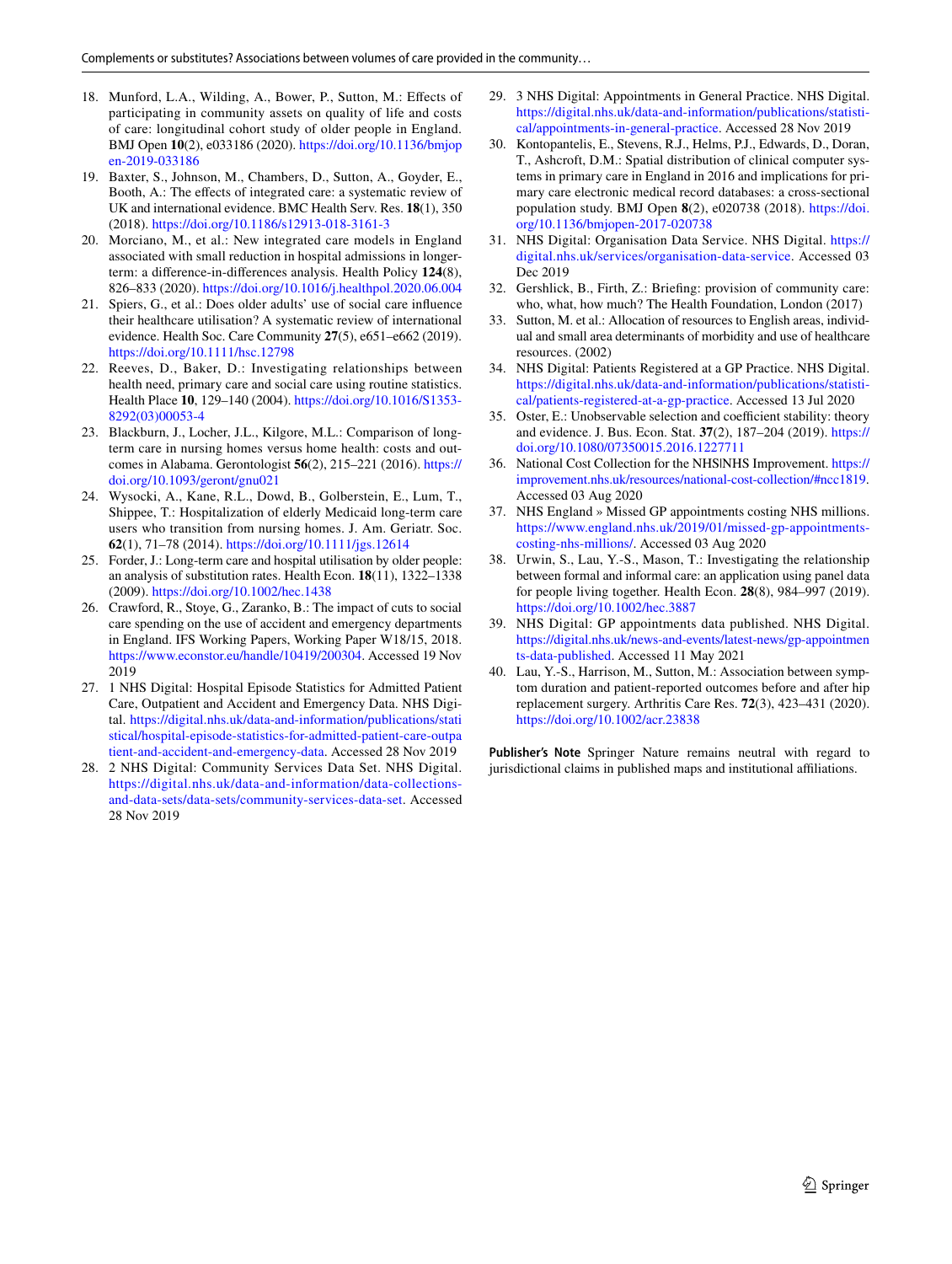18. Munford, L.A., Wilding, A., Bower, P., Sutton, M.: Effects of participating in community assets on quality of life and costs of care: longitudinal cohort study of older people in England. BMJ Open **10**(2), e033186 (2020). https://doi.org/10.1136/bmjopen-2019-033186
19. Baxter, S., Johnson, M., Chambers, D., Sutton, A., Goyder, E., Booth, A.: The effects of integrated care: a systematic review of UK and international evidence. BMC Health Serv. Res. **18**(1), 350 (2018). https://doi.org/10.1186/s12913-018-3161-3
20. Morciano, M., et al.: New integrated care models in England associated with small reduction in hospital admissions in longer-term: a difference-in-differences analysis. Health Policy **124**(8), 826–833 (2020). https://doi.org/10.1016/j.healthpol.2020.06.004
21. Spiers, G., et al.: Does older adults' use of social care influence their healthcare utilisation? A systematic review of international evidence. Health Soc. Care Community **27**(5), e651–e662 (2019). https://doi.org/10.1111/hsc.12798
22. Reeves, D., Baker, D.: Investigating relationships between health need, primary care and social care using routine statistics. Health Place **10**, 129–140 (2004). https://doi.org/10.1016/S1353-8292(03)00053-4
23. Blackburn, J., Locher, J.L., Kilgore, M.L.: Comparison of long-term care in nursing homes versus home health: costs and outcomes in Alabama. Gerontologist **56**(2), 215–221 (2016). https://doi.org/10.1093/geront/gnu021
24. Wysocki, A., Kane, R.L., Dowd, B., Golberstein, E., Lum, T., Shippee, T.: Hospitalization of elderly Medicaid long-term care users who transition from nursing homes. J. Am. Geriatr. Soc. **62**(1), 71–78 (2014). https://doi.org/10.1111/jgs.12614
25. Forder, J.: Long-term care and hospital utilisation by older people: an analysis of substitution rates. Health Econ. **18**(11), 1322–1338 (2009). https://doi.org/10.1002/hec.1438
26. Crawford, R., Stoye, G., Zaranko, B.: The impact of cuts to social care spending on the use of accident and emergency departments in England. IFS Working Papers, Working Paper W18/15, 2018. https://www.econstor.eu/handle/10419/200304. Accessed 19 Nov 2019
27. 1 NHS Digital: Hospital Episode Statistics for Admitted Patient Care, Outpatient and Accident and Emergency Data. NHS Digital. https://digital.nhs.uk/data-and-information/publications/statistical/hospital-episode-statistics-for-admitted-patient-care-outpatient-and-accident-and-emergency-data. Accessed 28 Nov 2019
28. 2 NHS Digital: Community Services Data Set. NHS Digital. https://digital.nhs.uk/data-and-information/data-collections-and-data-sets/data-sets/community-services-data-set. Accessed 28 Nov 2019
29. 3 NHS Digital: Appointments in General Practice. NHS Digital. https://digital.nhs.uk/data-and-information/publications/statistical/appointments-in-general-practice. Accessed 28 Nov 2019
30. Kontopantelis, E., Stevens, R.J., Helms, P.J., Edwards, D., Doran, T., Ashcroft, D.M.: Spatial distribution of clinical computer systems in primary care in England in 2016 and implications for primary care electronic medical record databases: a cross-sectional population study. BMJ Open **8**(2), e020738 (2018). https://doi.org/10.1136/bmjopen-2017-020738
31. NHS Digital: Organisation Data Service. NHS Digital. https://digital.nhs.uk/services/organisation-data-service. Accessed 03 Dec 2019
32. Gershlick, B., Firth, Z.: Briefing: provision of community care: who, what, how much? The Health Foundation, London (2017)
33. Sutton, M. et al.: Allocation of resources to English areas, individual and small area determinants of morbidity and use of healthcare resources. (2002)
34. NHS Digital: Patients Registered at a GP Practice. NHS Digital. https://digital.nhs.uk/data-and-information/publications/statistical/patients-registered-at-a-gp-practice. Accessed 13 Jul 2020
35. Oster, E.: Unobservable selection and coefficient stability: theory and evidence. J. Bus. Econ. Stat. **37**(2), 187–204 (2019). https://doi.org/10.1080/07350015.2016.1227711
36. National Cost Collection for the NHS|NHS Improvement. https://improvement.nhs.uk/resources/national-cost-collection/#ncc1819. Accessed 03 Aug 2020
37. NHS England » Missed GP appointments costing NHS millions. https://www.england.nhs.uk/2019/01/missed-gp-appointments-costing-nhs-millions/. Accessed 03 Aug 2020
38. Urwin, S., Lau, Y.-S., Mason, T.: Investigating the relationship between formal and informal care: an application using panel data for people living together. Health Econ. **28**(8), 984–997 (2019). https://doi.org/10.1002/hec.3887
39. NHS Digital: GP appointments data published. NHS Digital. https://digital.nhs.uk/news-and-events/latest-news/gp-appointments-data-published. Accessed 11 May 2021
40. Lau, Y.-S., Harrison, M., Sutton, M.: Association between symptom duration and patient-reported outcomes before and after hip replacement surgery. Arthritis Care Res. **72**(3), 423–431 (2020). https://doi.org/10.1002/acr.23838

**Publisher's Note** Springer Nature remains neutral with regard to jurisdictional claims in published maps and institutional affiliations.